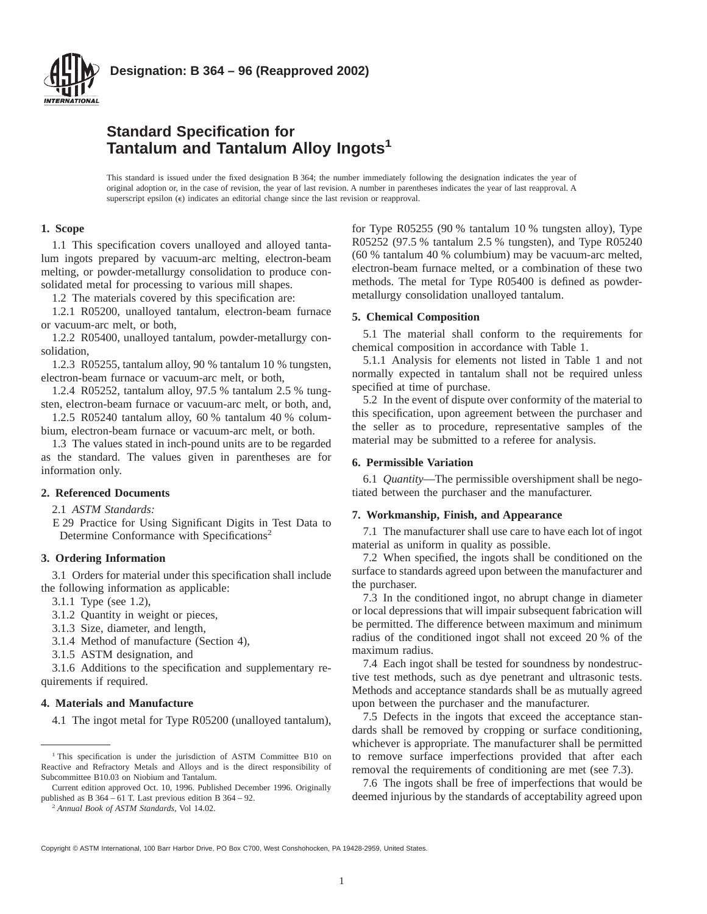**Designation: B 364 – 96 (Reapproved 2002)**

# Standard Specification for Tantalum and Tantalum Alloy Ingots[1]

This standard is issued under the fixed designation B 364; the number immediately following the designation indicates the year of original adoption or, in the case of revision, the year of last revision. A number in parentheses indicates the year of last reapproval. A superscript epsilon (ε) indicates an editorial change since the last revision or reapproval.

## 1. Scope

1.1 This specification covers unalloyed and alloyed tantalum ingots prepared by vacuum-arc melting, electron-beam melting, or powder-metallurgy consolidation to produce consolidated metal for processing to various mill shapes.

1.2 The materials covered by this specification are:

1.2.1 R05200, unalloyed tantalum, electron-beam furnace or vacuum-arc melt, or both,

1.2.2 R05400, unalloyed tantalum, powder-metallurgy consolidation,

1.2.3 R05255, tantalum alloy, 90 % tantalum 10 % tungsten, electron-beam furnace or vacuum-arc melt, or both,

1.2.4 R05252, tantalum alloy, 97.5 % tantalum 2.5 % tungsten, electron-beam furnace or vacuum-arc melt, or both, and,

1.2.5 R05240 tantalum alloy, 60 % tantalum 40 % columbium, electron-beam furnace or vacuum-arc melt, or both.

1.3 The values stated in inch-pound units are to be regarded as the standard. The values given in parentheses are for information only.

## 2. Referenced Documents

2.1 *ASTM Standards:*

E 29 Practice for Using Significant Digits in Test Data to Determine Conformance with Specifications[2]

## 3. Ordering Information

3.1 Orders for material under this specification shall include the following information as applicable:

3.1.1 Type (see 1.2),

3.1.2 Quantity in weight or pieces,

3.1.3 Size, diameter, and length,

3.1.4 Method of manufacture (Section 4),

3.1.5 ASTM designation, and

3.1.6 Additions to the specification and supplementary requirements if required.

## 4. Materials and Manufacture

4.1 The ingot metal for Type R05200 (unalloyed tantalum), for Type R05255 (90 % tantalum 10 % tungsten alloy), Type R05252 (97.5 % tantalum 2.5 % tungsten), and Type R05240 (60 % tantalum 40 % columbium) may be vacuum-arc melted, electron-beam furnace melted, or a combination of these two methods. The metal for Type R05400 is defined as powder-metallurgy consolidation unalloyed tantalum.

## 5. Chemical Composition

5.1 The material shall conform to the requirements for chemical composition in accordance with Table 1.

5.1.1 Analysis for elements not listed in Table 1 and not normally expected in tantalum shall not be required unless specified at time of purchase.

5.2 In the event of dispute over conformity of the material to this specification, upon agreement between the purchaser and the seller as to procedure, representative samples of the material may be submitted to a referee for analysis.

## 6. Permissible Variation

6.1 *Quantity*—The permissible overshipment shall be negotiated between the purchaser and the manufacturer.

## 7. Workmanship, Finish, and Appearance

7.1 The manufacturer shall use care to have each lot of ingot material as uniform in quality as possible.

7.2 When specified, the ingots shall be conditioned on the surface to standards agreed upon between the manufacturer and the purchaser.

7.3 In the conditioned ingot, no abrupt change in diameter or local depressions that will impair subsequent fabrication will be permitted. The difference between maximum and minimum radius of the conditioned ingot shall not exceed 20 % of the maximum radius.

7.4 Each ingot shall be tested for soundness by nondestructive test methods, such as dye penetrant and ultrasonic tests. Methods and acceptance standards shall be as mutually agreed upon between the purchaser and the manufacturer.

7.5 Defects in the ingots that exceed the acceptance standards shall be removed by cropping or surface conditioning, whichever is appropriate. The manufacturer shall be permitted to remove surface imperfections provided that after each removal the requirements of conditioning are met (see 7.3).

7.6 The ingots shall be free of imperfections that would be deemed injurious by the standards of acceptability agreed upon

---

[1] This specification is under the jurisdiction of ASTM Committee B10 on Reactive and Refractory Metals and Alloys and is the direct responsibility of Subcommittee B10.03 on Niobium and Tantalum.

Current edition approved Oct. 10, 1996. Published December 1996. Originally published as B 364 – 61 T. Last previous edition B 364 – 92.

[2] *Annual Book of ASTM Standards*, Vol 14.02.

Copyright © ASTM International, 100 Barr Harbor Drive, PO Box C700, West Conshohocken, PA 19428-2959, United States.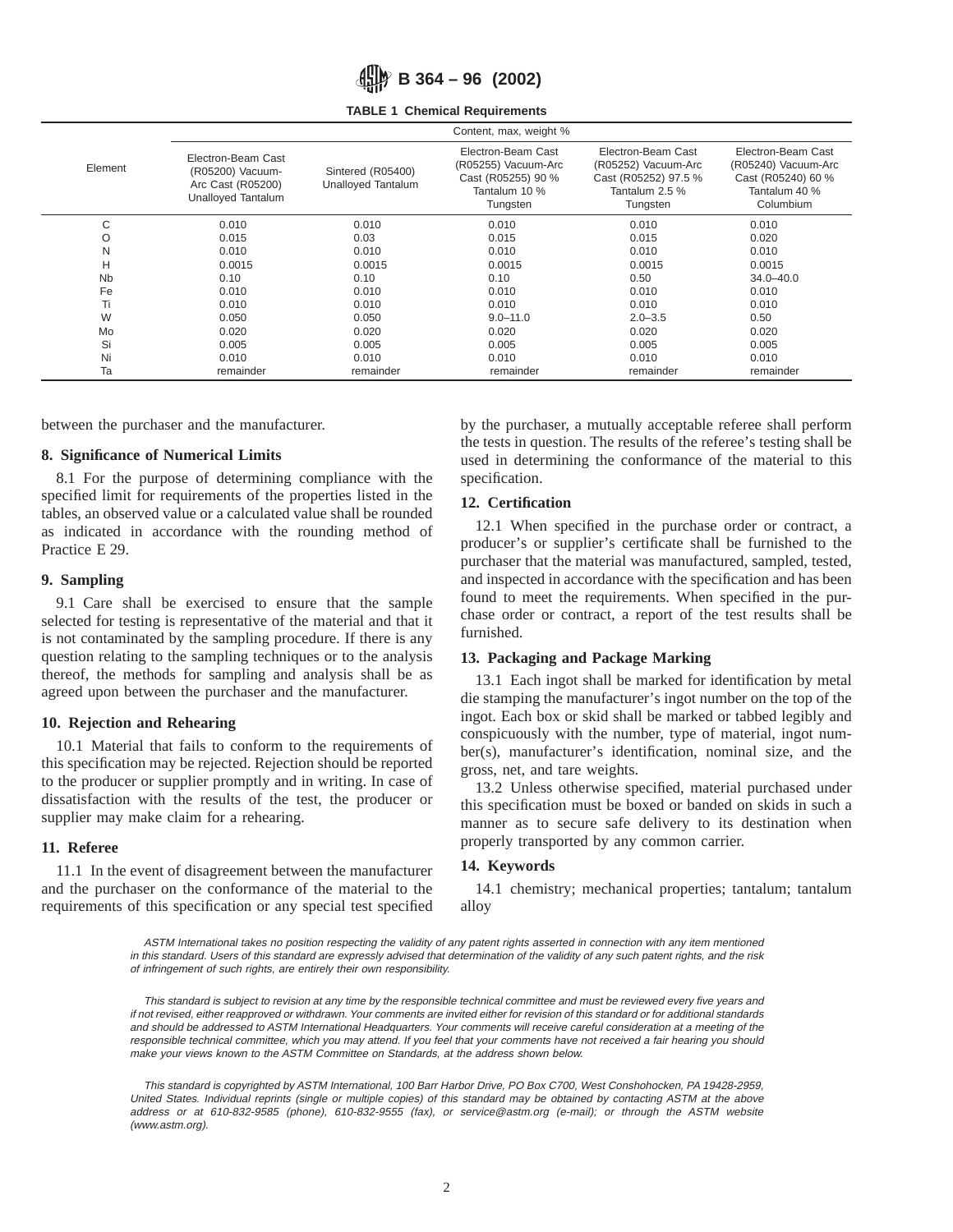**TABLE 1 Chemical Requirements**

| Element | Content, max, weight % | | | | |
|---|---|---|---|---|---|
| | Electron-Beam Cast (R05200) Vacuum-Arc Cast (R05200) Unalloyed Tantalum | Sintered (R05400) Unalloyed Tantalum | Electron-Beam Cast (R05255) Vacuum-Arc Cast (R05255) 90 % Tantalum 10 % Tungsten | Electron-Beam Cast (R05252) Vacuum-Arc Cast (R05252) 97.5 % Tantalum 2.5 % Tungsten | Electron-Beam Cast (R05240) Vacuum-Arc Cast (R05240) 60 % Tantalum 40 % Columbium |
| C | 0.010 | 0.010 | 0.010 | 0.010 | 0.010 |
| O | 0.015 | 0.03 | 0.015 | 0.015 | 0.020 |
| N | 0.010 | 0.010 | 0.010 | 0.010 | 0.010 |
| H | 0.0015 | 0.0015 | 0.0015 | 0.0015 | 0.0015 |
| Nb | 0.10 | 0.10 | 0.10 | 0.50 | 34.0–40.0 |
| Fe | 0.010 | 0.010 | 0.010 | 0.010 | 0.010 |
| Ti | 0.010 | 0.010 | 0.010 | 0.010 | 0.010 |
| W | 0.050 | 0.050 | 9.0–11.0 | 2.0–3.5 | 0.50 |
| Mo | 0.020 | 0.020 | 0.020 | 0.020 | 0.020 |
| Si | 0.005 | 0.005 | 0.005 | 0.005 | 0.005 |
| Ni | 0.010 | 0.010 | 0.010 | 0.010 | 0.010 |
| Ta | remainder | remainder | remainder | remainder | remainder |

between the purchaser and the manufacturer.

## 8. Significance of Numerical Limits

8.1 For the purpose of determining compliance with the specified limit for requirements of the properties listed in the tables, an observed value or a calculated value shall be rounded as indicated in accordance with the rounding method of Practice E 29.

## 9. Sampling

9.1 Care shall be exercised to ensure that the sample selected for testing is representative of the material and that it is not contaminated by the sampling procedure. If there is any question relating to the sampling techniques or to the analysis thereof, the methods for sampling and analysis shall be as agreed upon between the purchaser and the manufacturer.

## 10. Rejection and Rehearing

10.1 Material that fails to conform to the requirements of this specification may be rejected. Rejection should be reported to the producer or supplier promptly and in writing. In case of dissatisfaction with the results of the test, the producer or supplier may make claim for a rehearing.

## 11. Referee

11.1 In the event of disagreement between the manufacturer and the purchaser on the conformance of the material to the requirements of this specification or any special test specified by the purchaser, a mutually acceptable referee shall perform the tests in question. The results of the referee's testing shall be used in determining the conformance of the material to this specification.

## 12. Certification

12.1 When specified in the purchase order or contract, a producer's or supplier's certificate shall be furnished to the purchaser that the material was manufactured, sampled, tested, and inspected in accordance with the specification and has been found to meet the requirements. When specified in the purchase order or contract, a report of the test results shall be furnished.

## 13. Packaging and Package Marking

13.1 Each ingot shall be marked for identification by metal die stamping the manufacturer's ingot number on the top of the ingot. Each box or skid shall be marked or tabbed legibly and conspicuously with the number, type of material, ingot number(s), manufacturer's identification, nominal size, and the gross, net, and tare weights.

13.2 Unless otherwise specified, material purchased under this specification must be boxed or banded on skids in such a manner as to secure safe delivery to its destination when properly transported by any common carrier.

## 14. Keywords

14.1 chemistry; mechanical properties; tantalum; tantalum alloy

*ASTM International takes no position respecting the validity of any patent rights asserted in connection with any item mentioned in this standard. Users of this standard are expressly advised that determination of the validity of any such patent rights, and the risk of infringement of such rights, are entirely their own responsibility.*

*This standard is subject to revision at any time by the responsible technical committee and must be reviewed every five years and if not revised, either reapproved or withdrawn. Your comments are invited either for revision of this standard or for additional standards and should be addressed to ASTM International Headquarters. Your comments will receive careful consideration at a meeting of the responsible technical committee, which you may attend. If you feel that your comments have not received a fair hearing you should make your views known to the ASTM Committee on Standards, at the address shown below.*

*This standard is copyrighted by ASTM International, 100 Barr Harbor Drive, PO Box C700, West Conshohocken, PA 19428-2959, United States. Individual reprints (single or multiple copies) of this standard may be obtained by contacting ASTM at the above address or at 610-832-9585 (phone), 610-832-9555 (fax), or service@astm.org (e-mail); or through the ASTM website (www.astm.org).*